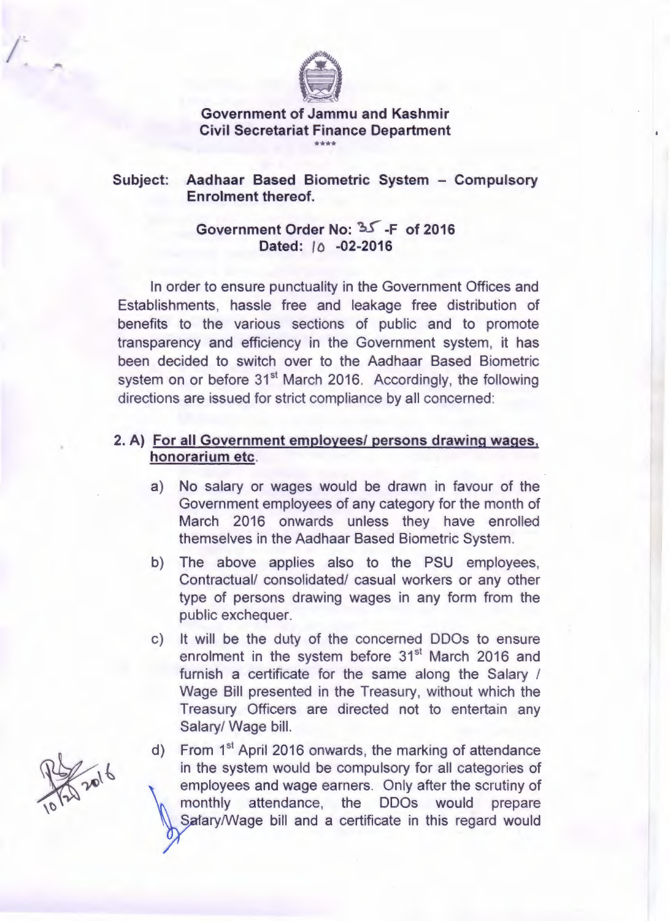**Government of Jammu and Kashmir**
**Civil Secretariat Finance Department**

\*\*\*\*

**Subject: Aadhaar Based Biometric System – Compulsory Enrolment thereof.**

**Government Order No: 35 -F of 2016**
**Dated: 10 -02-2016**

In order to ensure punctuality in the Government Offices and Establishments, hassle free and leakage free distribution of benefits to the various sections of public and to promote transparency and efficiency in the Government system, it has been decided to switch over to the Aadhaar Based Biometric system on or before 31st March 2016. Accordingly, the following directions are issued for strict compliance by all concerned:

**2. A) <u>For all Government employees/ persons drawing wages, honorarium etc</u>.**

a) No salary or wages would be drawn in favour of the Government employees of any category for the month of March 2016 onwards unless they have enrolled themselves in the Aadhaar Based Biometric System.

b) The above applies also to the PSU employees, Contractual/ consolidated/ casual workers or any other type of persons drawing wages in any form from the public exchequer.

c) It will be the duty of the concerned DDOs to ensure enrolment in the system before 31st March 2016 and furnish a certificate for the same along the Salary / Wage Bill presented in the Treasury, without which the Treasury Officers are directed not to entertain any Salary/ Wage bill.

d) From 1st April 2016 onwards, the marking of attendance in the system would be compulsory for all categories of employees and wage earners. Only after the scrutiny of monthly attendance, the DDOs would prepare Salary/Wage bill and a certificate in this regard would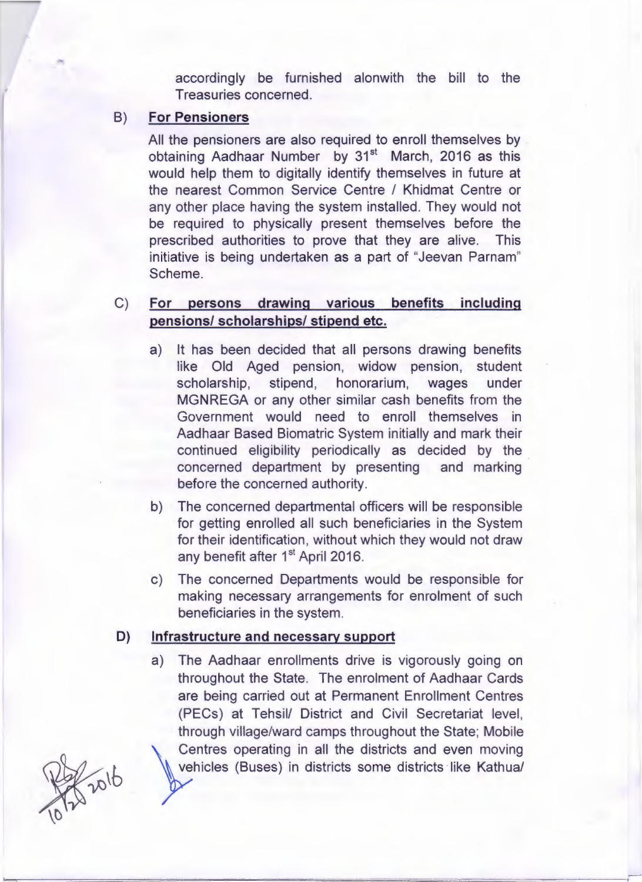accordingly be furnished alonwith the bill to the Treasuries concerned.

B) **For Pensioners**

All the pensioners are also required to enroll themselves by obtaining Aadhaar Number by 31st March, 2016 as this would help them to digitally identify themselves in future at the nearest Common Service Centre / Khidmat Centre or any other place having the system installed. They would not be required to physically present themselves before the prescribed authorities to prove that they are alive. This initiative is being undertaken as a part of "Jeevan Parnam" Scheme.

C) **For persons drawing various benefits including pensions/ scholarships/ stipend etc.**

a) It has been decided that all persons drawing benefits like Old Aged pension, widow pension, student scholarship, stipend, honorarium, wages under MGNREGA or any other similar cash benefits from the Government would need to enroll themselves in Aadhaar Based Biomatric System initially and mark their continued eligibility periodically as decided by the concerned department by presenting and marking before the concerned authority.

b) The concerned departmental officers will be responsible for getting enrolled all such beneficiaries in the System for their identification, without which they would not draw any benefit after 1st April 2016.

c) The concerned Departments would be responsible for making necessary arrangements for enrolment of such beneficiaries in the system.

D) **Infrastructure and necessary support**

a) The Aadhaar enrollments drive is vigorously going on throughout the State. The enrolment of Aadhaar Cards are being carried out at Permanent Enrollment Centres (PECs) at Tehsil/ District and Civil Secretariat level, through village/ward camps throughout the State; Mobile Centres operating in all the districts and even moving vehicles (Buses) in districts some districts like Kathua/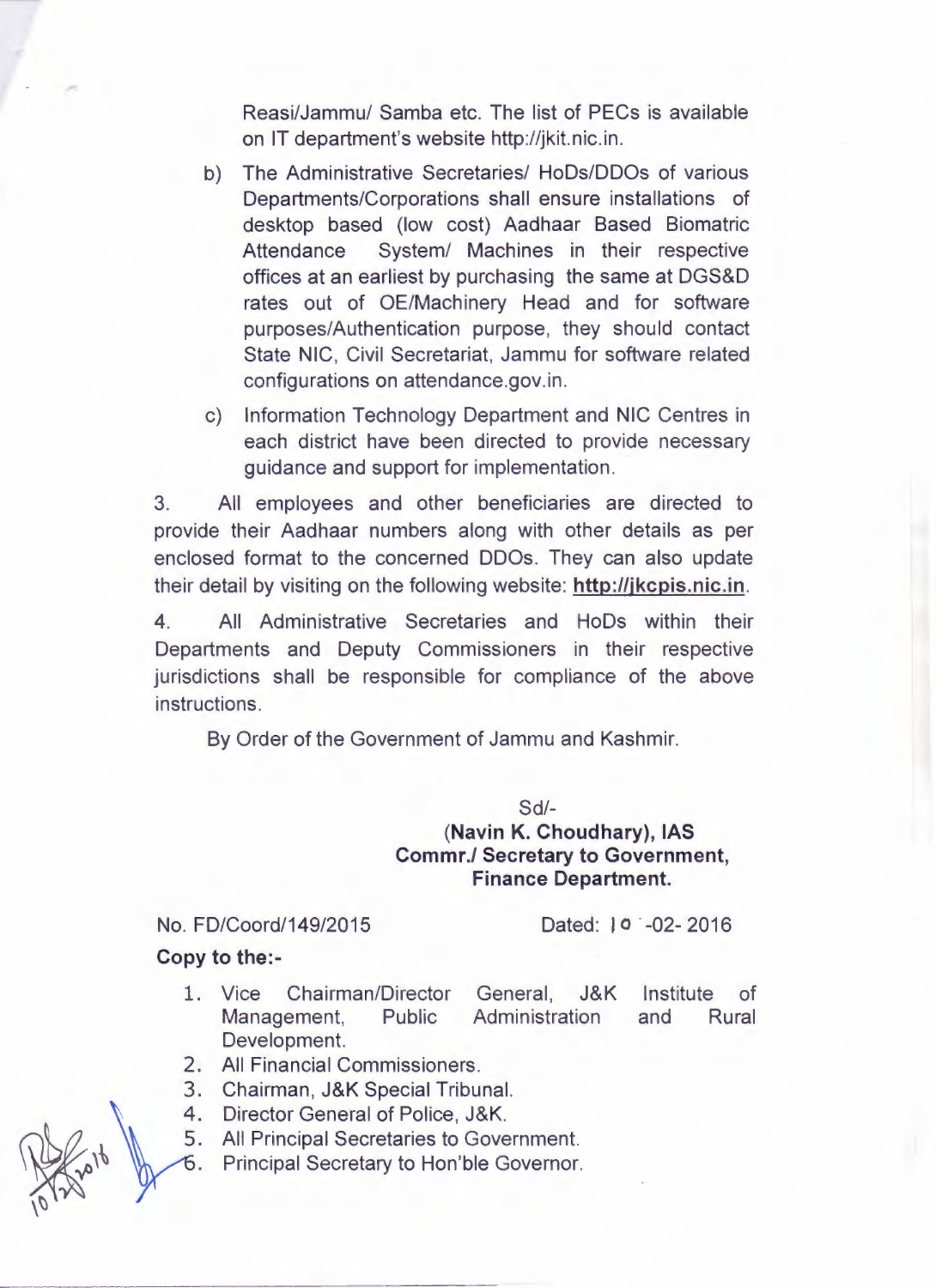Reasi/Jammu/ Samba etc. The list of PECs is available on IT department's website http://jkit.nic.in.

b) The Administrative Secretaries/ HoDs/DDOs of various Departments/Corporations shall ensure installations of desktop based (low cost) Aadhaar Based Biomatric Attendance System/ Machines in their respective offices at an earliest by purchasing the same at DGS&D rates out of OE/Machinery Head and for software purposes/Authentication purpose, they should contact State NIC, Civil Secretariat, Jammu for software related configurations on attendance.gov.in.

c) Information Technology Department and NIC Centres in each district have been directed to provide necessary guidance and support for implementation.

3. All employees and other beneficiaries are directed to provide their Aadhaar numbers along with other details as per enclosed format to the concerned DDOs. They can also update their detail by visiting on the following website: **http://jkcpis.nic.in**.

4. All Administrative Secretaries and HoDs within their Departments and Deputy Commissioners in their respective jurisdictions shall be responsible for compliance of the above instructions.

By Order of the Government of Jammu and Kashmir.

Sd/-

**(Navin K. Choudhary), IAS**
**Commr./ Secretary to Government,**
**Finance Department.**

No. FD/Coord/149/2015 Dated: 10 -02- 2016

**Copy to the:-**

1. Vice Chairman/Director General, J&K Institute of Management, Public Administration and Rural Development.
2. All Financial Commissioners.
3. Chairman, J&K Special Tribunal.
4. Director General of Police, J&K.
5. All Principal Secretaries to Government.
6. Principal Secretary to Hon'ble Governor.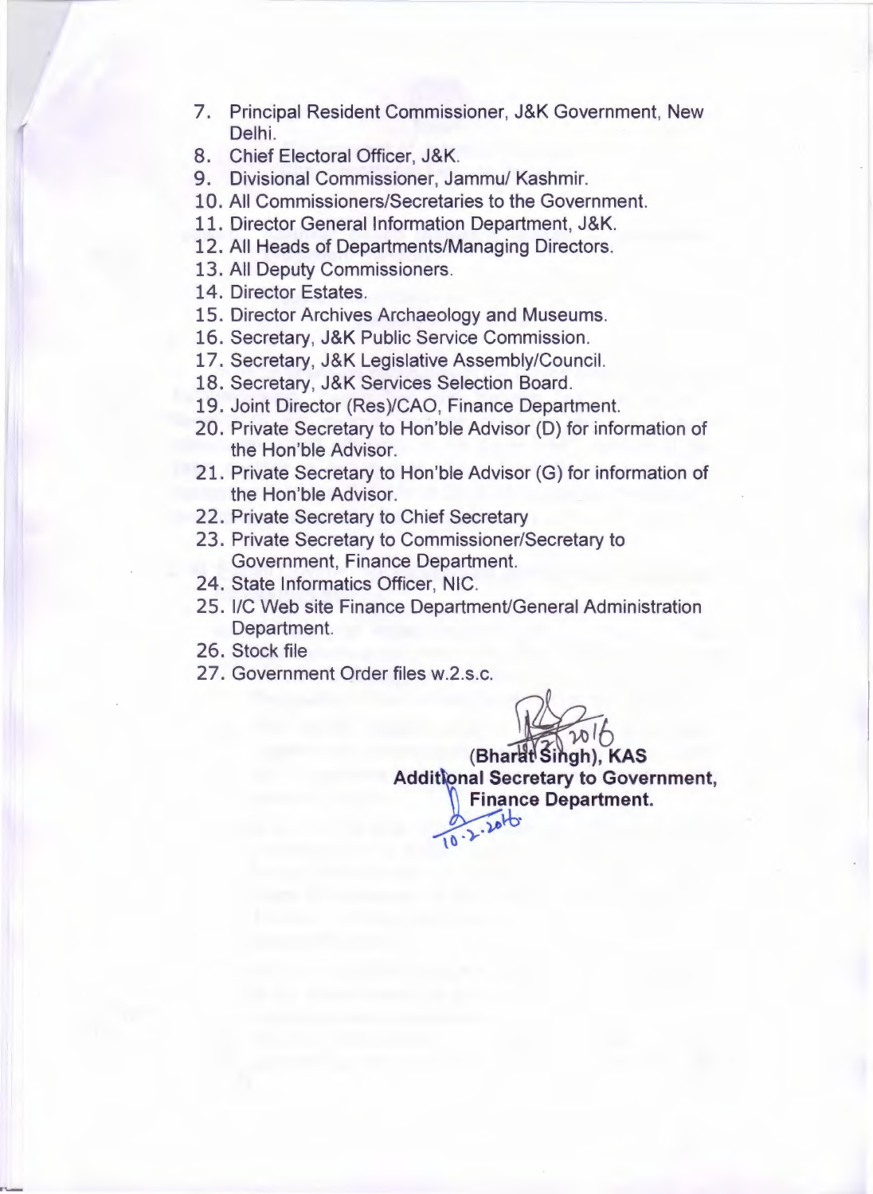7. Principal Resident Commissioner, J&K Government, New Delhi.
8. Chief Electoral Officer, J&K.
9. Divisional Commissioner, Jammu/ Kashmir.
10. All Commissioners/Secretaries to the Government.
11. Director General Information Department, J&K.
12. All Heads of Departments/Managing Directors.
13. All Deputy Commissioners.
14. Director Estates.
15. Director Archives Archaeology and Museums.
16. Secretary, J&K Public Service Commission.
17. Secretary, J&K Legislative Assembly/Council.
18. Secretary, J&K Services Selection Board.
19. Joint Director (Res)/CAO, Finance Department.
20. Private Secretary to Hon'ble Advisor (D) for information of the Hon'ble Advisor.
21. Private Secretary to Hon'ble Advisor (G) for information of the Hon'ble Advisor.
22. Private Secretary to Chief Secretary
23. Private Secretary to Commissioner/Secretary to Government, Finance Department.
24. State Informatics Officer, NIC.
25. I/C Web site Finance Department/General Administration Department.
26. Stock file
27. Government Order files w.2.s.c.

10.2.2016

**(Bharat Singh), KAS**
**Additional Secretary to Government,**
**Finance Department.**

10.2.2016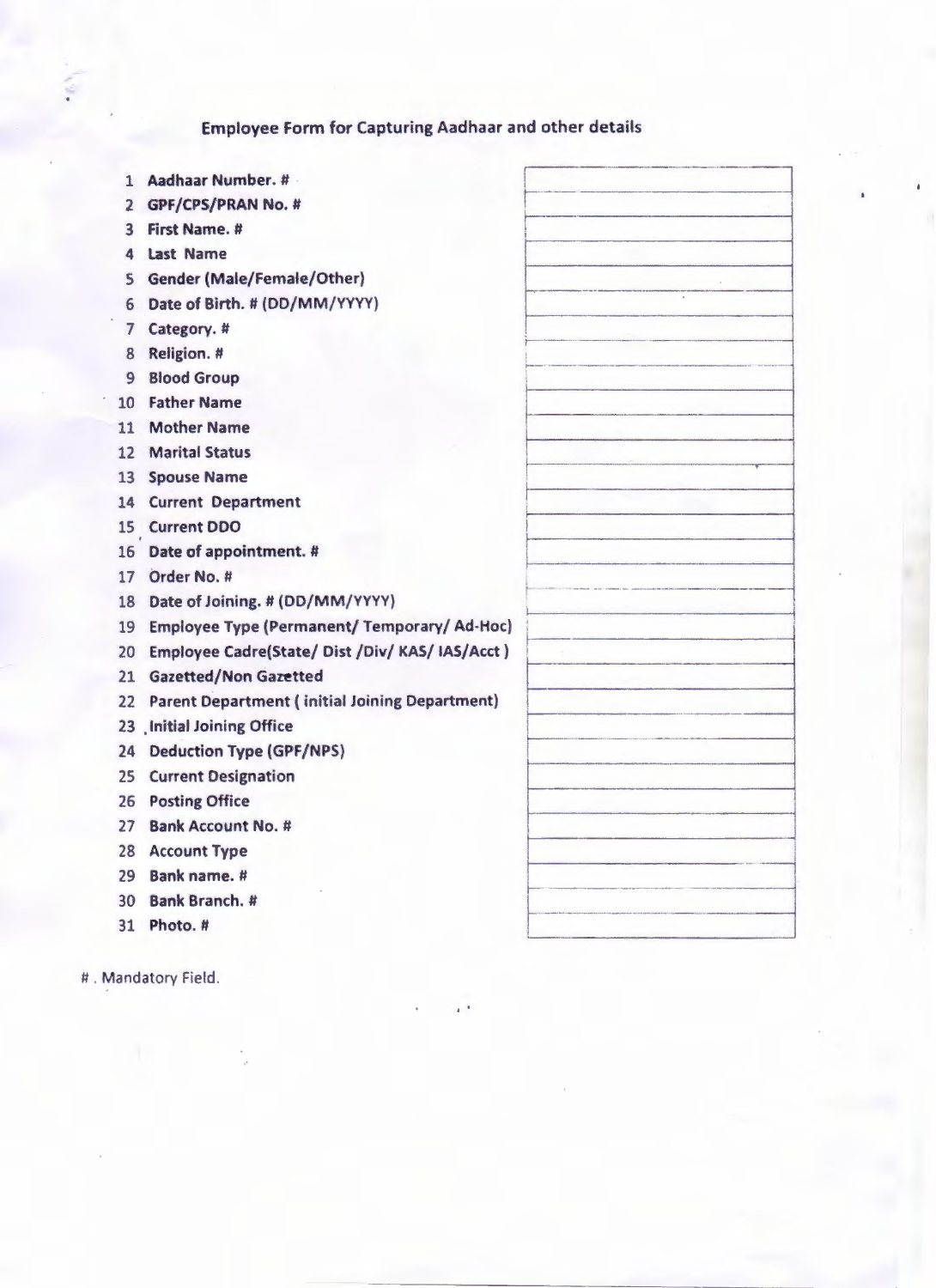## Employee Form for Capturing Aadhaar and other details

| | | |
|---|---|---|
| 1 | Aadhaar Number. # | |
| 2 | GPF/CPS/PRAN No. # | |
| 3 | First Name. # | |
| 4 | Last Name | |
| 5 | Gender (Male/Female/Other) | |
| 6 | Date of Birth. # (DD/MM/YYYY) | |
| 7 | Category. # | |
| 8 | Religion. # | |
| 9 | Blood Group | |
| 10 | Father Name | |
| 11 | Mother Name | |
| 12 | Marital Status | |
| 13 | Spouse Name | |
| 14 | Current Department | |
| 15 | Current DDO | |
| 16 | Date of appointment. # | |
| 17 | Order No. # | |
| 18 | Date of Joining. # (DD/MM/YYYY) | |
| 19 | Employee Type (Permanent/ Temporary/ Ad-Hoc) | |
| 20 | Employee Cadre(State/ Dist /Div/ KAS/ IAS/Acct ) | |
| 21 | Gazetted/Non Gazetted | |
| 22 | Parent Department ( initial Joining Department) | |
| 23 | Initial Joining Office | |
| 24 | Deduction Type (GPF/NPS) | |
| 25 | Current Designation | |
| 26 | Posting Office | |
| 27 | Bank Account No. # | |
| 28 | Account Type | |
| 29 | Bank name. # | |
| 30 | Bank Branch. # | |
| 31 | Photo. # | |

# . Mandatory Field.